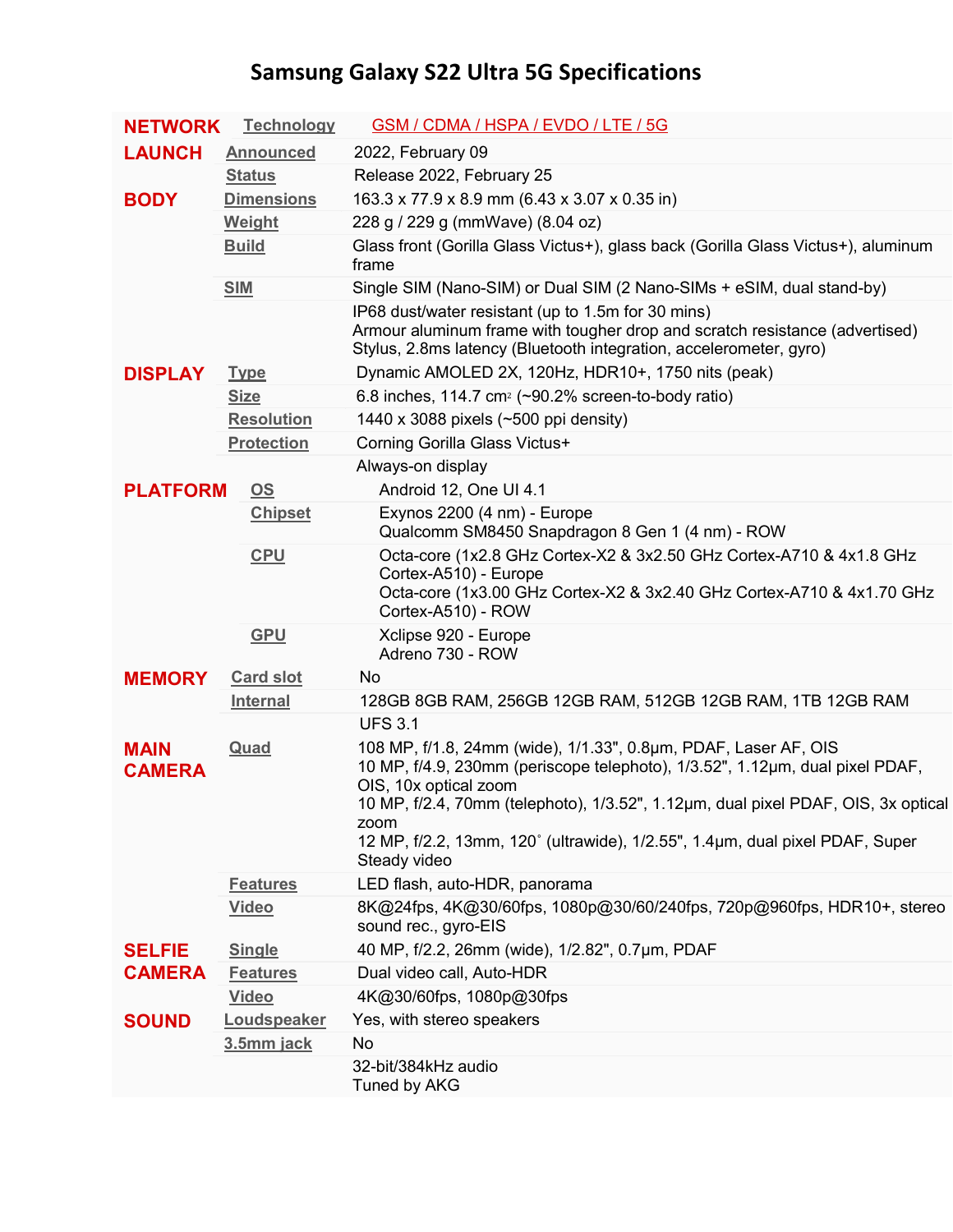# Samsung Galaxy S22 Ultra 5G Specifications

| | | |
|---|---|---|
| **NETWORK** | Technology | GSM / CDMA / HSPA / EVDO / LTE / 5G |
| **LAUNCH** | Announced | 2022, February 09 |
| | Status | Release 2022, February 25 |
| **BODY** | Dimensions | 163.3 x 77.9 x 8.9 mm (6.43 x 3.07 x 0.35 in) |
| | Weight | 228 g / 229 g (mmWave) (8.04 oz) |
| | Build | Glass front (Gorilla Glass Victus+), glass back (Gorilla Glass Victus+), aluminum frame |
| | SIM | Single SIM (Nano-SIM) or Dual SIM (2 Nano-SIMs + eSIM, dual stand-by) |
| | | IP68 dust/water resistant (up to 1.5m for 30 mins)<br>Armour aluminum frame with tougher drop and scratch resistance (advertised)<br>Stylus, 2.8ms latency (Bluetooth integration, accelerometer, gyro) |
| **DISPLAY** | Type | Dynamic AMOLED 2X, 120Hz, HDR10+, 1750 nits (peak) |
| | Size | 6.8 inches, 114.7 cm$^2$ (~90.2% screen-to-body ratio) |
| | Resolution | 1440 x 3088 pixels (~500 ppi density) |
| | Protection | Corning Gorilla Glass Victus+ |
| | | Always-on display |
| **PLATFORM** | OS | Android 12, One UI 4.1 |
| | Chipset | Exynos 2200 (4 nm) - Europe<br>Qualcomm SM8450 Snapdragon 8 Gen 1 (4 nm) - ROW |
| | CPU | Octa-core (1x2.8 GHz Cortex-X2 & 3x2.50 GHz Cortex-A710 & 4x1.8 GHz Cortex-A510) - Europe<br>Octa-core (1x3.00 GHz Cortex-X2 & 3x2.40 GHz Cortex-A710 & 4x1.70 GHz Cortex-A510) - ROW |
| | GPU | Xclipse 920 - Europe<br>Adreno 730 - ROW |
| **MEMORY** | Card slot | No |
| | Internal | 128GB 8GB RAM, 256GB 12GB RAM, 512GB 12GB RAM, 1TB 12GB RAM |
| | | UFS 3.1 |
| **MAIN CAMERA** | Quad | 108 MP, f/1.8, 24mm (wide), 1/1.33", 0.8µm, PDAF, Laser AF, OIS<br>10 MP, f/4.9, 230mm (periscope telephoto), 1/3.52", 1.12µm, dual pixel PDAF, OIS, 10x optical zoom<br>10 MP, f/2.4, 70mm (telephoto), 1/3.52", 1.12µm, dual pixel PDAF, OIS, 3x optical zoom<br>12 MP, f/2.2, 13mm, 120˚ (ultrawide), 1/2.55", 1.4µm, dual pixel PDAF, Super Steady video |
| | Features | LED flash, auto-HDR, panorama |
| | Video | 8K@24fps, 4K@30/60fps, 1080p@30/60/240fps, 720p@960fps, HDR10+, stereo sound rec., gyro-EIS |
| **SELFIE CAMERA** | Single | 40 MP, f/2.2, 26mm (wide), 1/2.82", 0.7µm, PDAF |
| | Features | Dual video call, Auto-HDR |
| | Video | 4K@30/60fps, 1080p@30fps |
| **SOUND** | Loudspeaker | Yes, with stereo speakers |
| | 3.5mm jack | No |
| | | 32-bit/384kHz audio<br>Tuned by AKG |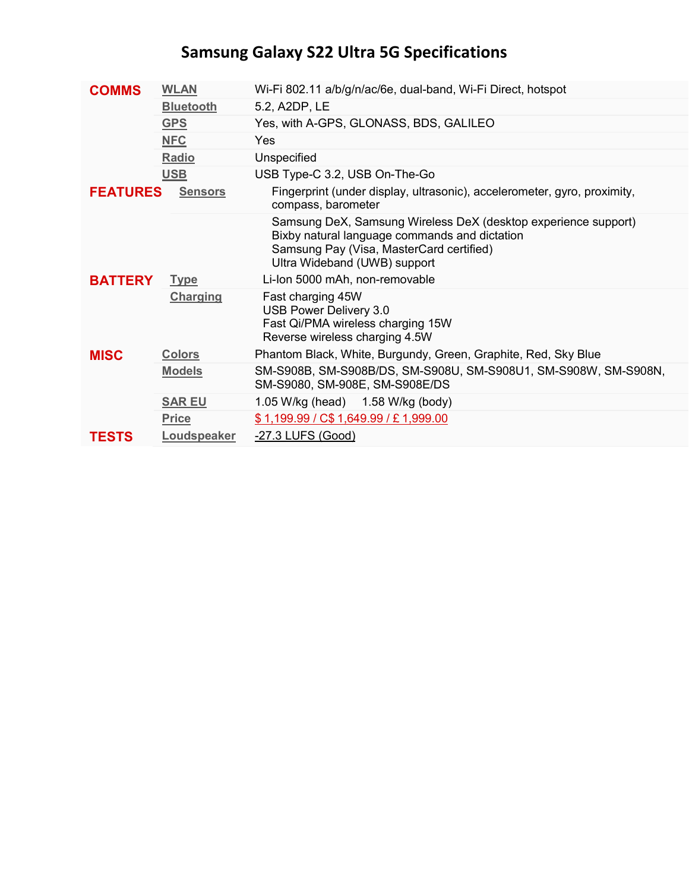# Samsung Galaxy S22 Ultra 5G Specifications

| | | |
|---|---|---|
| **COMMS** | WLAN | Wi-Fi 802.11 a/b/g/n/ac/6e, dual-band, Wi-Fi Direct, hotspot |
| | Bluetooth | 5.2, A2DP, LE |
| | GPS | Yes, with A-GPS, GLONASS, BDS, GALILEO |
| | NFC | Yes |
| | Radio | Unspecified |
| | USB | USB Type-C 3.2, USB On-The-Go |
| **FEATURES** | Sensors | Fingerprint (under display, ultrasonic), accelerometer, gyro, proximity, compass, barometer |
| | | Samsung DeX, Samsung Wireless DeX (desktop experience support)<br>Bixby natural language commands and dictation<br>Samsung Pay (Visa, MasterCard certified)<br>Ultra Wideband (UWB) support |
| **BATTERY** | Type | Li-Ion 5000 mAh, non-removable |
| | Charging | Fast charging 45W<br>USB Power Delivery 3.0<br>Fast Qi/PMA wireless charging 15W<br>Reverse wireless charging 4.5W |
| **MISC** | Colors | Phantom Black, White, Burgundy, Green, Graphite, Red, Sky Blue |
| | Models | SM-S908B, SM-S908B/DS, SM-S908U, SM-S908U1, SM-S908W, SM-S908N, SM-S9080, SM-908E, SM-S908E/DS |
| | SAR EU | 1.05 W/kg (head)     1.58 W/kg (body) |
| | Price | $ 1,199.99 / C$ 1,649.99 / £ 1,999.00 |
| **TESTS** | Loudspeaker | -27.3 LUFS (Good) |